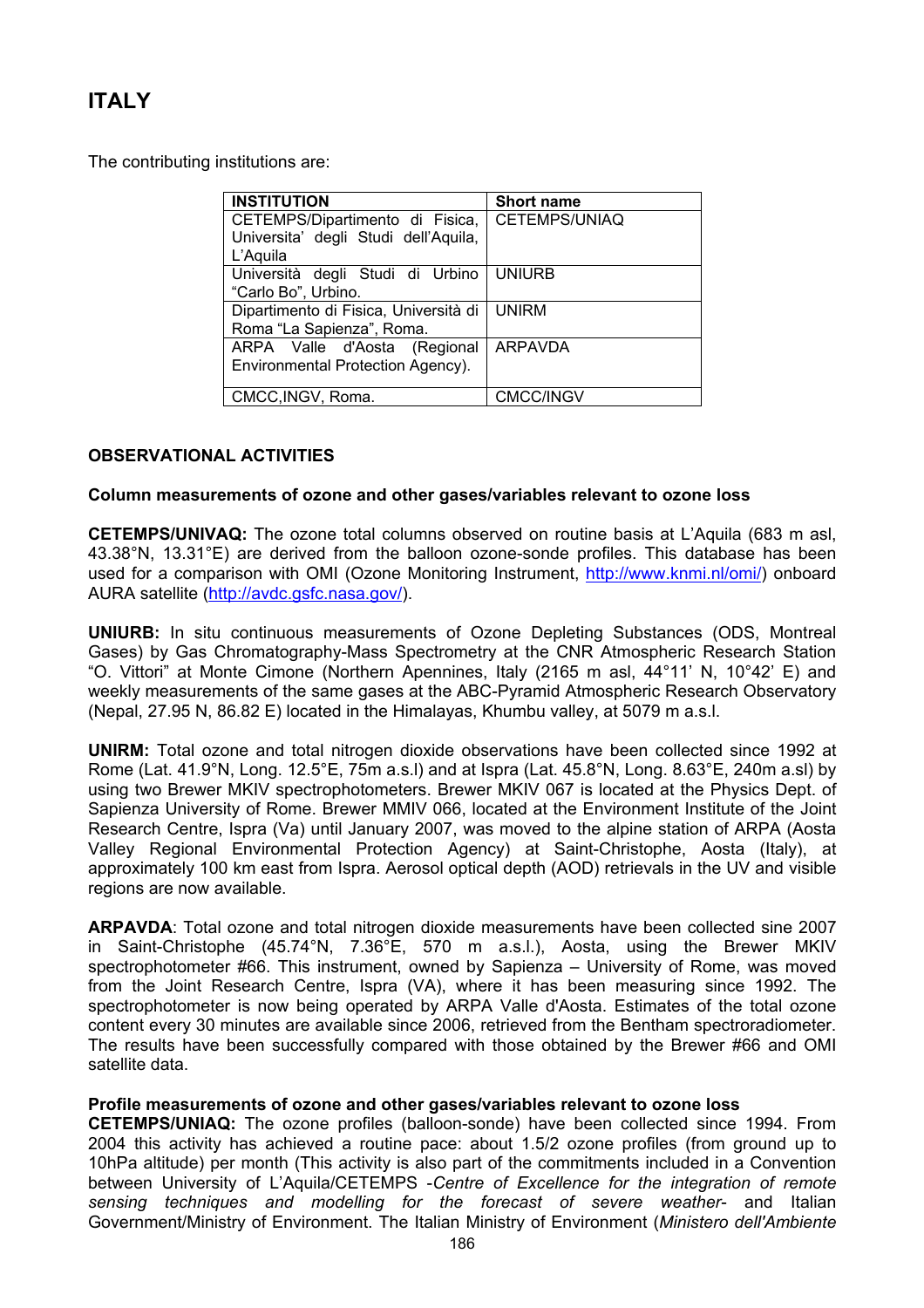# ITALY

The contributing institutions are:

| INSTITUTION | Short name |
|---|---|
| CETEMPS/Dipartimento di Fisica, Universita' degli Studi dell'Aquila, L'Aquila | CETEMPS/UNIAQ |
| Università degli Studi di Urbino "Carlo Bo", Urbino. | UNIURB |
| Dipartimento di Fisica, Università di Roma "La Sapienza", Roma. | UNIRM |
| ARPA Valle d'Aosta (Regional Environmental Protection Agency). | ARPAVDA |
| CMCC,INGV, Roma. | CMCC/INGV |

## OBSERVATIONAL ACTIVITIES

### Column measurements of ozone and other gases/variables relevant to ozone loss

**CETEMPS/UNIVAQ:** The ozone total columns observed on routine basis at L'Aquila (683 m asl, 43.38°N, 13.31°E) are derived from the balloon ozone-sonde profiles. This database has been used for a comparison with OMI (Ozone Monitoring Instrument, http://www.knmi.nl/omi/) onboard AURA satellite (http://avdc.gsfc.nasa.gov/).

**UNIURB:** In situ continuous measurements of Ozone Depleting Substances (ODS, Montreal Gases) by Gas Chromatography-Mass Spectrometry at the CNR Atmospheric Research Station "O. Vittori" at Monte Cimone (Northern Apennines, Italy (2165 m asl, 44°11' N, 10°42' E) and weekly measurements of the same gases at the ABC-Pyramid Atmospheric Research Observatory (Nepal, 27.95 N, 86.82 E) located in the Himalayas, Khumbu valley, at 5079 m a.s.l.

**UNIRM:** Total ozone and total nitrogen dioxide observations have been collected since 1992 at Rome (Lat. 41.9°N, Long. 12.5°E, 75m a.s.l) and at Ispra (Lat. 45.8°N, Long. 8.63°E, 240m a.sl) by using two Brewer MKIV spectrophotometers. Brewer MKIV 067 is located at the Physics Dept. of Sapienza University of Rome. Brewer MMIV 066, located at the Environment Institute of the Joint Research Centre, Ispra (Va) until January 2007, was moved to the alpine station of ARPA (Aosta Valley Regional Environmental Protection Agency) at Saint-Christophe, Aosta (Italy), at approximately 100 km east from Ispra. Aerosol optical depth (AOD) retrievals in the UV and visible regions are now available.

**ARPAVDA**: Total ozone and total nitrogen dioxide measurements have been collected sine 2007 in Saint-Christophe (45.74°N, 7.36°E, 570 m a.s.l.), Aosta, using the Brewer MKIV spectrophotometer #66. This instrument, owned by Sapienza – University of Rome, was moved from the Joint Research Centre, Ispra (VA), where it has been measuring since 1992. The spectrophotometer is now being operated by ARPA Valle d'Aosta. Estimates of the total ozone content every 30 minutes are available since 2006, retrieved from the Bentham spectroradiometer. The results have been successfully compared with those obtained by the Brewer #66 and OMI satellite data.

### Profile measurements of ozone and other gases/variables relevant to ozone loss

**CETEMPS/UNIAQ:** The ozone profiles (balloon-sonde) have been collected since 1994. From 2004 this activity has achieved a routine pace: about 1.5/2 ozone profiles (from ground up to 10hPa altitude) per month (This activity is also part of the commitments included in a Convention between University of L'Aquila/CETEMPS -*Centre of Excellence for the integration of remote sensing techniques and modelling for the forecast of severe weather*- and Italian Government/Ministry of Environment. The Italian Ministry of Environment (*Ministero dell'Ambiente*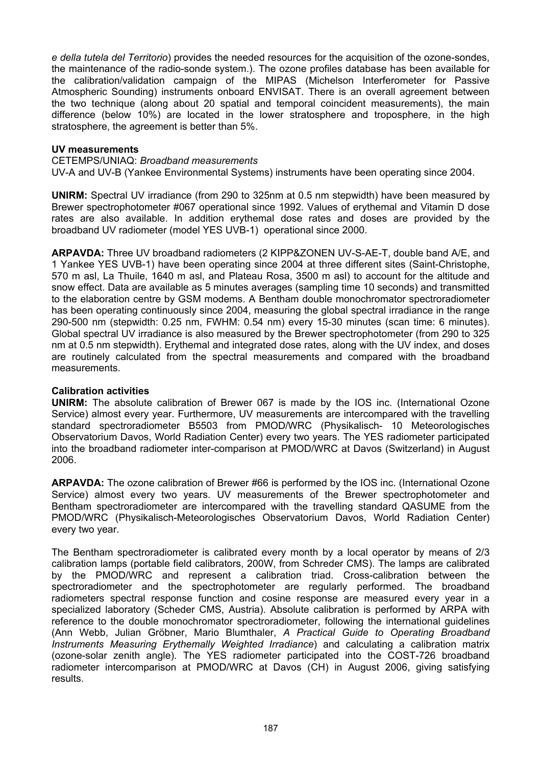*e della tutela del Territorio*) provides the needed resources for the acquisition of the ozone-sondes, the maintenance of the radio-sonde system.). The ozone profiles database has been available for the calibration/validation campaign of the MIPAS (Michelson Interferometer for Passive Atmospheric Sounding) instruments onboard ENVISAT. There is an overall agreement between the two technique (along about 20 spatial and temporal coincident measurements), the main difference (below 10%) are located in the lower stratosphere and troposphere, in the high stratosphere, the agreement is better than 5%.

**UV measurements**

CETEMPS/UNIAQ: *Broadband measurements*

UV-A and UV-B (Yankee Environmental Systems) instruments have been operating since 2004.

**UNIRM:** Spectral UV irradiance (from 290 to 325nm at 0.5 nm stepwidth) have been measured by Brewer spectrophotometer #067 operational since 1992. Values of erythemal and Vitamin D dose rates are also available. In addition erythemal dose rates and doses are provided by the broadband UV radiometer (model YES UVB-1) operational since 2000.

**ARPAVDA:** Three UV broadband radiometers (2 KIPP&ZONEN UV-S-AE-T, double band A/E, and 1 Yankee YES UVB-1) have been operating since 2004 at three different sites (Saint-Christophe, 570 m asl, La Thuile, 1640 m asl, and Plateau Rosa, 3500 m asl) to account for the altitude and snow effect. Data are available as 5 minutes averages (sampling time 10 seconds) and transmitted to the elaboration centre by GSM modems. A Bentham double monochromator spectroradiometer has been operating continuously since 2004, measuring the global spectral irradiance in the range 290-500 nm (stepwidth: 0.25 nm, FWHM: 0.54 nm) every 15-30 minutes (scan time: 6 minutes). Global spectral UV irradiance is also measured by the Brewer spectrophotometer (from 290 to 325 nm at 0.5 nm stepwidth). Erythemal and integrated dose rates, along with the UV index, and doses are routinely calculated from the spectral measurements and compared with the broadband measurements.

**Calibration activities**

**UNIRM:** The absolute calibration of Brewer 067 is made by the IOS inc. (International Ozone Service) almost every year. Furthermore, UV measurements are intercompared with the travelling standard spectroradiometer B5503 from PMOD/WRC (Physikalisch- 10 Meteorologisches Observatorium Davos, World Radiation Center) every two years. The YES radiometer participated into the broadband radiometer inter-comparison at PMOD/WRC at Davos (Switzerland) in August 2006.

**ARPAVDA:** The ozone calibration of Brewer #66 is performed by the IOS inc. (International Ozone Service) almost every two years. UV measurements of the Brewer spectrophotometer and Bentham spectroradiometer are intercompared with the travelling standard QASUME from the PMOD/WRC (Physikalisch-Meteorologisches Observatorium Davos, World Radiation Center) every two year.

The Bentham spectroradiometer is calibrated every month by a local operator by means of 2/3 calibration lamps (portable field calibrators, 200W, from Schreder CMS). The lamps are calibrated by the PMOD/WRC and represent a calibration triad. Cross-calibration between the spectroradiometer and the spectrophotometer are regularly performed. The broadband radiometers spectral response function and cosine response are measured every year in a specialized laboratory (Scheder CMS, Austria). Absolute calibration is performed by ARPA with reference to the double monochromator spectroradiometer, following the international guidelines (Ann Webb, Julian Gröbner, Mario Blumthaler, *A Practical Guide to Operating Broadband Instruments Measuring Erythemally Weighted Irradiance*) and calculating a calibration matrix (ozone-solar zenith angle). The YES radiometer participated into the COST-726 broadband radiometer intercomparison at PMOD/WRC at Davos (CH) in August 2006, giving satisfying results.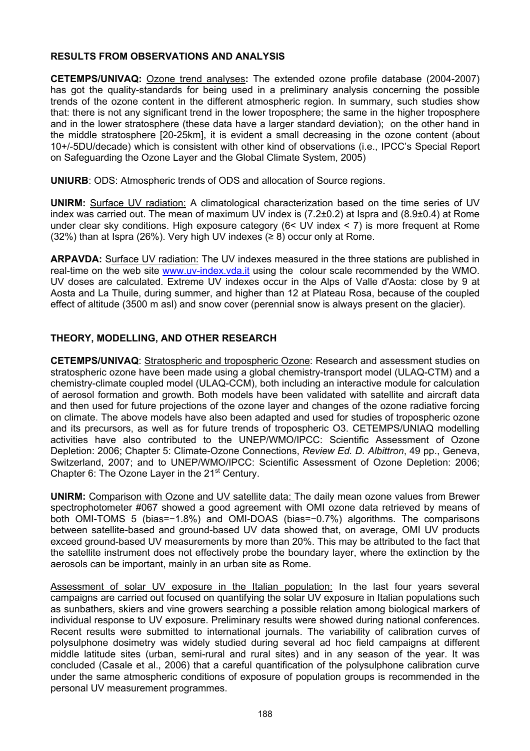## RESULTS FROM OBSERVATIONS AND ANALYSIS

**CETEMPS/UNIVAQ:** Ozone trend analyses**:** The extended ozone profile database (2004-2007) has got the quality-standards for being used in a preliminary analysis concerning the possible trends of the ozone content in the different atmospheric region. In summary, such studies show that: there is not any significant trend in the lower troposphere; the same in the higher troposphere and in the lower stratosphere (these data have a larger standard deviation); on the other hand in the middle stratosphere [20-25km], it is evident a small decreasing in the ozone content (about 10+/-5DU/decade) which is consistent with other kind of observations (i.e., IPCC's Special Report on Safeguarding the Ozone Layer and the Global Climate System, 2005)

**UNIURB**: ODS: Atmospheric trends of ODS and allocation of Source regions.

**UNIRM:** Surface UV radiation: A climatological characterization based on the time series of UV index was carried out. The mean of maximum UV index is (7.2±0.2) at Ispra and (8.9±0.4) at Rome under clear sky conditions. High exposure category (6< UV index < 7) is more frequent at Rome (32%) than at Ispra (26%). Very high UV indexes (≥ 8) occur only at Rome.

**ARPAVDA:** Surface UV radiation: The UV indexes measured in the three stations are published in real-time on the web site www.uv-index.vda.it using the colour scale recommended by the WMO. UV doses are calculated. Extreme UV indexes occur in the Alps of Valle d'Aosta: close by 9 at Aosta and La Thuile, during summer, and higher than 12 at Plateau Rosa, because of the coupled effect of altitude (3500 m asl) and snow cover (perennial snow is always present on the glacier).

## THEORY, MODELLING, AND OTHER RESEARCH

**CETEMPS/UNIVAQ**: Stratospheric and tropospheric Ozone: Research and assessment studies on stratospheric ozone have been made using a global chemistry-transport model (ULAQ-CTM) and a chemistry-climate coupled model (ULAQ-CCM), both including an interactive module for calculation of aerosol formation and growth. Both models have been validated with satellite and aircraft data and then used for future projections of the ozone layer and changes of the ozone radiative forcing on climate. The above models have also been adapted and used for studies of tropospheric ozone and its precursors, as well as for future trends of tropospheric O3. CETEMPS/UNIAQ modelling activities have also contributed to the UNEP/WMO/IPCC: Scientific Assessment of Ozone Depletion: 2006; Chapter 5: Climate-Ozone Connections, *Review Ed. D. Albittron*, 49 pp., Geneva, Switzerland, 2007; and to UNEP/WMO/IPCC: Scientific Assessment of Ozone Depletion: 2006; Chapter 6: The Ozone Layer in the 21st Century.

**UNIRM:** Comparison with Ozone and UV satellite data: The daily mean ozone values from Brewer spectrophotometer #067 showed a good agreement with OMI ozone data retrieved by means of both OMI-TOMS 5 (bias=−1.8%) and OMI-DOAS (bias=−0.7%) algorithms. The comparisons between satellite-based and ground-based UV data showed that, on average, OMI UV products exceed ground-based UV measurements by more than 20%. This may be attributed to the fact that the satellite instrument does not effectively probe the boundary layer, where the extinction by the aerosols can be important, mainly in an urban site as Rome.

Assessment of solar UV exposure in the Italian population: In the last four years several campaigns are carried out focused on quantifying the solar UV exposure in Italian populations such as sunbathers, skiers and vine growers searching a possible relation among biological markers of individual response to UV exposure. Preliminary results were showed during national conferences. Recent results were submitted to international journals. The variability of calibration curves of polysulphone dosimetry was widely studied during several ad hoc field campaigns at different middle latitude sites (urban, semi-rural and rural sites) and in any season of the year. It was concluded (Casale et al., 2006) that a careful quantification of the polysulphone calibration curve under the same atmospheric conditions of exposure of population groups is recommended in the personal UV measurement programmes.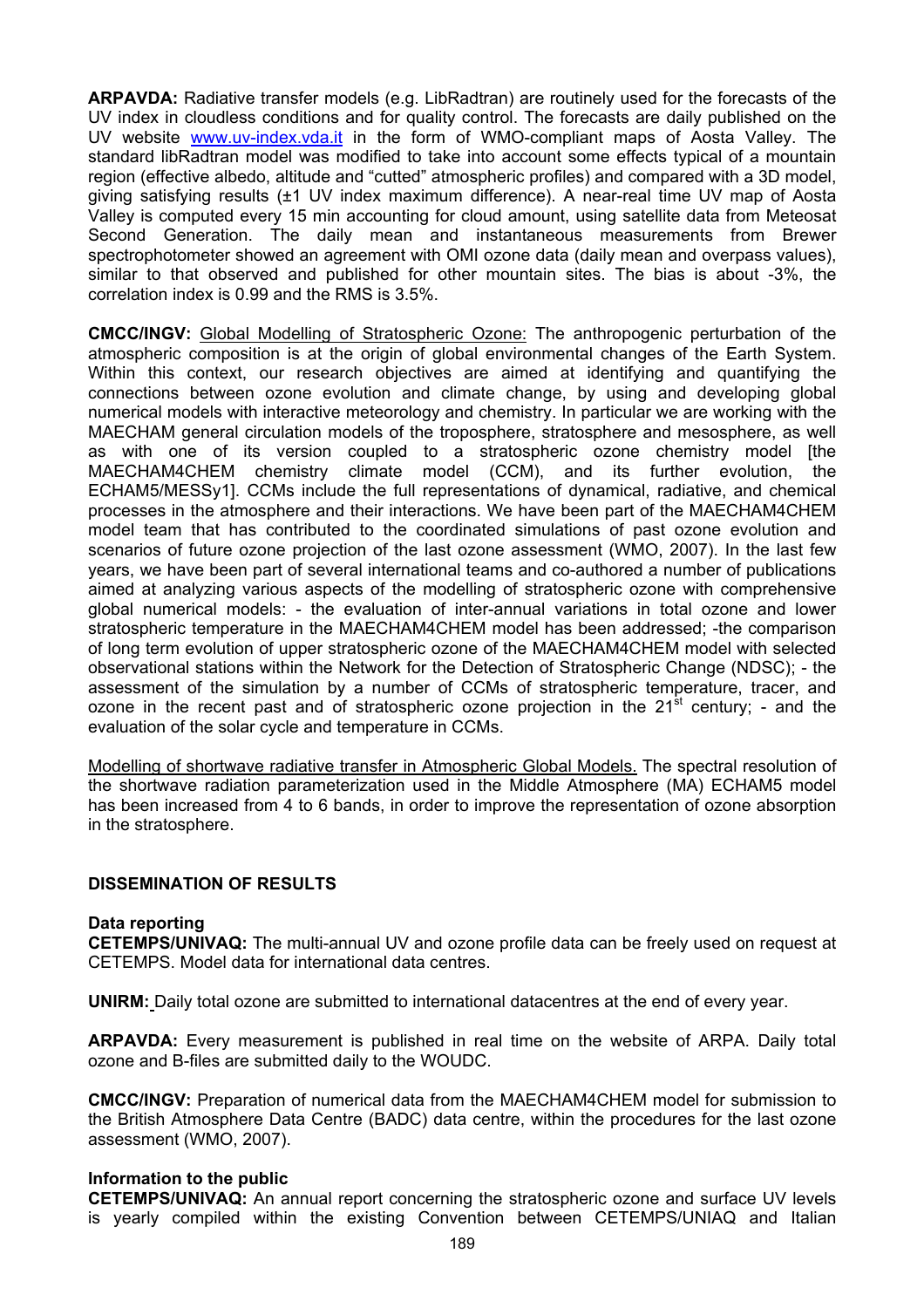**ARPAVDA:** Radiative transfer models (e.g. LibRadtran) are routinely used for the forecasts of the UV index in cloudless conditions and for quality control. The forecasts are daily published on the UV website www.uv-index.vda.it in the form of WMO-compliant maps of Aosta Valley. The standard libRadtran model was modified to take into account some effects typical of a mountain region (effective albedo, altitude and "cutted" atmospheric profiles) and compared with a 3D model, giving satisfying results (±1 UV index maximum difference). A near-real time UV map of Aosta Valley is computed every 15 min accounting for cloud amount, using satellite data from Meteosat Second Generation. The daily mean and instantaneous measurements from Brewer spectrophotometer showed an agreement with OMI ozone data (daily mean and overpass values), similar to that observed and published for other mountain sites. The bias is about -3%, the correlation index is 0.99 and the RMS is 3.5%.

**CMCC/INGV:** Global Modelling of Stratospheric Ozone: The anthropogenic perturbation of the atmospheric composition is at the origin of global environmental changes of the Earth System. Within this context, our research objectives are aimed at identifying and quantifying the connections between ozone evolution and climate change, by using and developing global numerical models with interactive meteorology and chemistry. In particular we are working with the MAECHAM general circulation models of the troposphere, stratosphere and mesosphere, as well as with one of its version coupled to a stratospheric ozone chemistry model [the MAECHAM4CHEM chemistry climate model (CCM), and its further evolution, the ECHAM5/MESSy1]. CCMs include the full representations of dynamical, radiative, and chemical processes in the atmosphere and their interactions. We have been part of the MAECHAM4CHEM model team that has contributed to the coordinated simulations of past ozone evolution and scenarios of future ozone projection of the last ozone assessment (WMO, 2007). In the last few years, we have been part of several international teams and co-authored a number of publications aimed at analyzing various aspects of the modelling of stratospheric ozone with comprehensive global numerical models: - the evaluation of inter-annual variations in total ozone and lower stratospheric temperature in the MAECHAM4CHEM model has been addressed; -the comparison of long term evolution of upper stratospheric ozone of the MAECHAM4CHEM model with selected observational stations within the Network for the Detection of Stratospheric Change (NDSC); - the assessment of the simulation by a number of CCMs of stratospheric temperature, tracer, and ozone in the recent past and of stratospheric ozone projection in the 21st century; - and the evaluation of the solar cycle and temperature in CCMs.

Modelling of shortwave radiative transfer in Atmospheric Global Models. The spectral resolution of the shortwave radiation parameterization used in the Middle Atmosphere (MA) ECHAM5 model has been increased from 4 to 6 bands, in order to improve the representation of ozone absorption in the stratosphere.

## DISSEMINATION OF RESULTS

### Data reporting

**CETEMPS/UNIVAQ:** The multi-annual UV and ozone profile data can be freely used on request at CETEMPS. Model data for international data centres.

**UNIRM:** Daily total ozone are submitted to international datacentres at the end of every year.

**ARPAVDA:** Every measurement is published in real time on the website of ARPA. Daily total ozone and B-files are submitted daily to the WOUDC.

**CMCC/INGV:** Preparation of numerical data from the MAECHAM4CHEM model for submission to the British Atmosphere Data Centre (BADC) data centre, within the procedures for the last ozone assessment (WMO, 2007).

### Information to the public

**CETEMPS/UNIVAQ:** An annual report concerning the stratospheric ozone and surface UV levels is yearly compiled within the existing Convention between CETEMPS/UNIAQ and Italian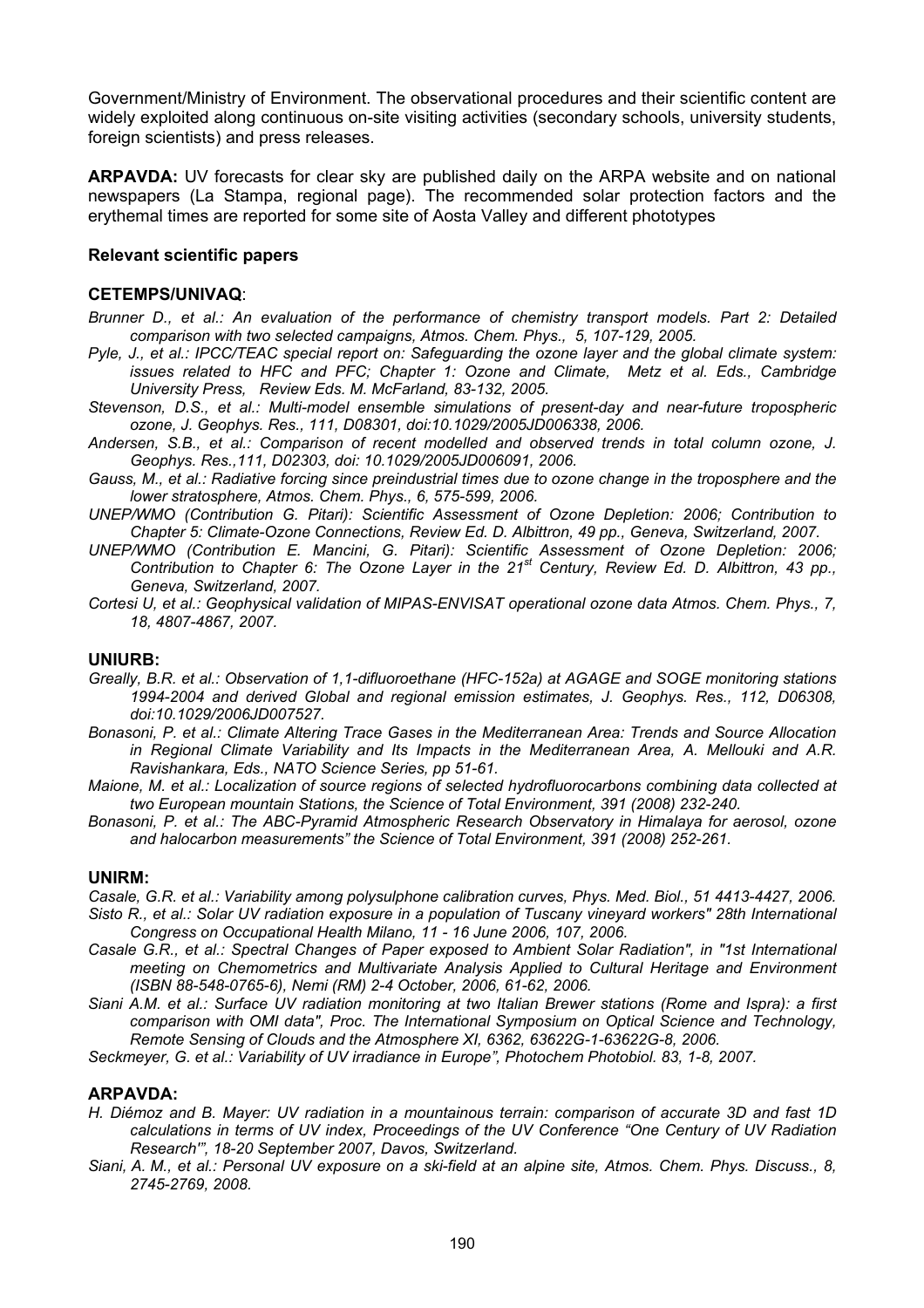Government/Ministry of Environment. The observational procedures and their scientific content are widely exploited along continuous on-site visiting activities (secondary schools, university students, foreign scientists) and press releases.

**ARPAVDA:** UV forecasts for clear sky are published daily on the ARPA website and on national newspapers (La Stampa, regional page). The recommended solar protection factors and the erythemal times are reported for some site of Aosta Valley and different phototypes

### Relevant scientific papers

#### CETEMPS/UNIVAQ:

*Brunner D., et al.: An evaluation of the performance of chemistry transport models. Part 2: Detailed comparison with two selected campaigns, Atmos. Chem. Phys., 5, 107-129, 2005.*

*Pyle, J., et al.: IPCC/TEAC special report on: Safeguarding the ozone layer and the global climate system: issues related to HFC and PFC; Chapter 1: Ozone and Climate, Metz et al. Eds., Cambridge University Press, Review Eds. M. McFarland, 83-132, 2005.*

*Stevenson, D.S., et al.: Multi-model ensemble simulations of present-day and near-future tropospheric ozone, J. Geophys. Res., 111, D08301, doi:10.1029/2005JD006338, 2006.*

*Andersen, S.B., et al.: Comparison of recent modelled and observed trends in total column ozone, J. Geophys. Res.,111, D02303, doi: 10.1029/2005JD006091, 2006.*

*Gauss, M., et al.: Radiative forcing since preindustrial times due to ozone change in the troposphere and the lower stratosphere, Atmos. Chem. Phys., 6, 575-599, 2006.*

*UNEP/WMO (Contribution G. Pitari): Scientific Assessment of Ozone Depletion: 2006; Contribution to Chapter 5: Climate-Ozone Connections, Review Ed. D. Albittron, 49 pp., Geneva, Switzerland, 2007.*

*UNEP/WMO (Contribution E. Mancini, G. Pitari): Scientific Assessment of Ozone Depletion: 2006; Contribution to Chapter 6: The Ozone Layer in the 21st Century, Review Ed. D. Albittron, 43 pp., Geneva, Switzerland, 2007.*

*Cortesi U, et al.: Geophysical validation of MIPAS-ENVISAT operational ozone data Atmos. Chem. Phys., 7, 18, 4807-4867, 2007.*

#### UNIURB:

*Greally, B.R. et al.: Observation of 1,1-difluoroethane (HFC-152a) at AGAGE and SOGE monitoring stations 1994-2004 and derived Global and regional emission estimates, J. Geophys. Res., 112, D06308, doi:10.1029/2006JD007527.*

*Bonasoni, P. et al.: Climate Altering Trace Gases in the Mediterranean Area: Trends and Source Allocation in Regional Climate Variability and Its Impacts in the Mediterranean Area, A. Mellouki and A.R. Ravishankara, Eds., NATO Science Series, pp 51-61.*

*Maione, M. et al.: Localization of source regions of selected hydrofluorocarbons combining data collected at two European mountain Stations, the Science of Total Environment, 391 (2008) 232-240.*

*Bonasoni, P. et al.: The ABC-Pyramid Atmospheric Research Observatory in Himalaya for aerosol, ozone and halocarbon measurements" the Science of Total Environment, 391 (2008) 252-261.*

#### UNIRM:

*Casale, G.R. et al.: Variability among polysulphone calibration curves, Phys. Med. Biol., 51 4413-4427, 2006.*

*Sisto R., et al.: Solar UV radiation exposure in a population of Tuscany vineyard workers" 28th International Congress on Occupational Health Milano, 11 - 16 June 2006, 107, 2006.*

*Casale G.R., et al.: Spectral Changes of Paper exposed to Ambient Solar Radiation", in "1st International meeting on Chemometrics and Multivariate Analysis Applied to Cultural Heritage and Environment (ISBN 88-548-0765-6), Nemi (RM) 2-4 October, 2006, 61-62, 2006.*

*Siani A.M. et al.: Surface UV radiation monitoring at two Italian Brewer stations (Rome and Ispra): a first comparison with OMI data", Proc. The International Symposium on Optical Science and Technology, Remote Sensing of Clouds and the Atmosphere XI, 6362, 63622G-1-63622G-8, 2006.*

*Seckmeyer, G. et al.: Variability of UV irradiance in Europe", Photochem Photobiol. 83, 1-8, 2007.*

#### ARPAVDA:

*H. Diémoz and B. Mayer: UV radiation in a mountainous terrain: comparison of accurate 3D and fast 1D calculations in terms of UV index, Proceedings of the UV Conference "One Century of UV Radiation Research"", 18-20 September 2007, Davos, Switzerland.*

*Siani, A. M., et al.: Personal UV exposure on a ski-field at an alpine site, Atmos. Chem. Phys. Discuss., 8, 2745-2769, 2008.*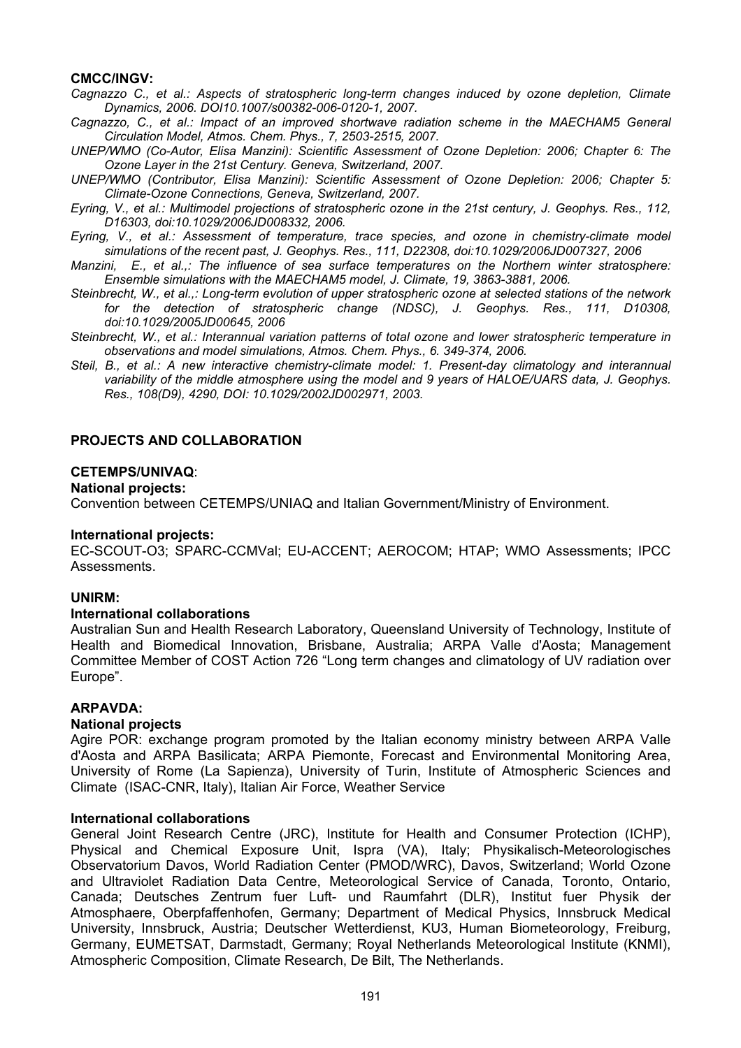**CMCC/INGV:**

*Cagnazzo C., et al.: Aspects of stratospheric long-term changes induced by ozone depletion, Climate Dynamics, 2006. DOI10.1007/s00382-006-0120-1, 2007.*

*Cagnazzo, C., et al.: Impact of an improved shortwave radiation scheme in the MAECHAM5 General Circulation Model, Atmos. Chem. Phys., 7, 2503-2515, 2007.*

*UNEP/WMO (Co-Autor, Elisa Manzini): Scientific Assessment of Ozone Depletion: 2006; Chapter 6: The Ozone Layer in the 21st Century. Geneva, Switzerland, 2007.*

*UNEP/WMO (Contributor, Elisa Manzini): Scientific Assessment of Ozone Depletion: 2006; Chapter 5: Climate-Ozone Connections, Geneva, Switzerland, 2007.*

*Eyring, V., et al.: Multimodel projections of stratospheric ozone in the 21st century, J. Geophys. Res., 112, D16303, doi:10.1029/2006JD008332, 2006.*

*Eyring, V., et al.: Assessment of temperature, trace species, and ozone in chemistry-climate model simulations of the recent past, J. Geophys. Res., 111, D22308, doi:10.1029/2006JD007327, 2006*

*Manzini, E., et al.,: The influence of sea surface temperatures on the Northern winter stratosphere: Ensemble simulations with the MAECHAM5 model, J. Climate, 19, 3863-3881, 2006.*

*Steinbrecht, W., et al.,: Long-term evolution of upper stratospheric ozone at selected stations of the network for the detection of stratospheric change (NDSC), J. Geophys. Res., 111, D10308, doi:10.1029/2005JD00645, 2006*

*Steinbrecht, W., et al.: Interannual variation patterns of total ozone and lower stratospheric temperature in observations and model simulations, Atmos. Chem. Phys., 6. 349-374, 2006.*

*Steil, B., et al.: A new interactive chemistry-climate model: 1. Present-day climatology and interannual variability of the middle atmosphere using the model and 9 years of HALOE/UARS data, J. Geophys. Res., 108(D9), 4290, DOI: 10.1029/2002JD002971, 2003.*

## PROJECTS AND COLLABORATION

**CETEMPS/UNIVAQ**:

**National projects:**

Convention between CETEMPS/UNIAQ and Italian Government/Ministry of Environment.

**International projects:**

EC-SCOUT-O3; SPARC-CCMVal; EU-ACCENT; AEROCOM; HTAP; WMO Assessments; IPCC Assessments.

**UNIRM:**

**International collaborations**

Australian Sun and Health Research Laboratory, Queensland University of Technology, Institute of Health and Biomedical Innovation, Brisbane, Australia; ARPA Valle d'Aosta; Management Committee Member of COST Action 726 "Long term changes and climatology of UV radiation over Europe".

**ARPAVDA:**

**National projects**

Agire POR: exchange program promoted by the Italian economy ministry between ARPA Valle d'Aosta and ARPA Basilicata; ARPA Piemonte, Forecast and Environmental Monitoring Area, University of Rome (La Sapienza), University of Turin, Institute of Atmospheric Sciences and Climate (ISAC-CNR, Italy), Italian Air Force, Weather Service

**International collaborations**

General Joint Research Centre (JRC), Institute for Health and Consumer Protection (ICHP), Physical and Chemical Exposure Unit, Ispra (VA), Italy; Physikalisch-Meteorologisches Observatorium Davos, World Radiation Center (PMOD/WRC), Davos, Switzerland; World Ozone and Ultraviolet Radiation Data Centre, Meteorological Service of Canada, Toronto, Ontario, Canada; Deutsches Zentrum fuer Luft- und Raumfahrt (DLR), Institut fuer Physik der Atmosphaere, Oberpfaffenhofen, Germany; Department of Medical Physics, Innsbruck Medical University, Innsbruck, Austria; Deutscher Wetterdienst, KU3, Human Biometeorology, Freiburg, Germany, EUMETSAT, Darmstadt, Germany; Royal Netherlands Meteorological Institute (KNMI), Atmospheric Composition, Climate Research, De Bilt, The Netherlands.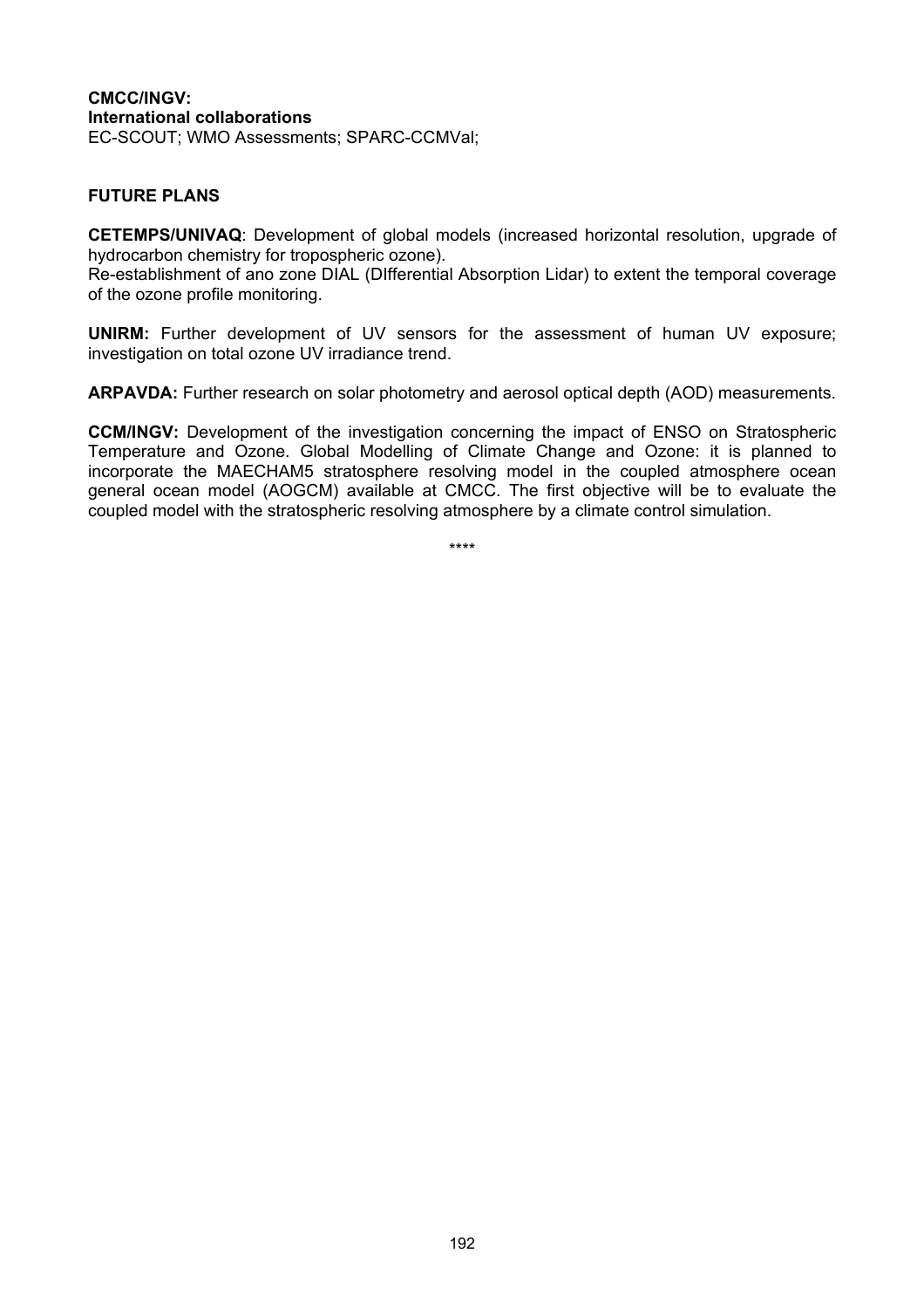**CMCC/INGV:**
**International collaborations**
EC-SCOUT; WMO Assessments; SPARC-CCMVal;

## FUTURE PLANS

**CETEMPS/UNIVAQ**: Development of global models (increased horizontal resolution, upgrade of hydrocarbon chemistry for tropospheric ozone).
Re-establishment of ano zone DIAL (DIfferential Absorption Lidar) to extent the temporal coverage of the ozone profile monitoring.

**UNIRM:** Further development of UV sensors for the assessment of human UV exposure; investigation on total ozone UV irradiance trend.

**ARPAVDA:** Further research on solar photometry and aerosol optical depth (AOD) measurements.

**CCM/INGV:** Development of the investigation concerning the impact of ENSO on Stratospheric Temperature and Ozone. Global Modelling of Climate Change and Ozone: it is planned to incorporate the MAECHAM5 stratosphere resolving model in the coupled atmosphere ocean general ocean model (AOGCM) available at CMCC. The first objective will be to evaluate the coupled model with the stratospheric resolving atmosphere by a climate control simulation.

****